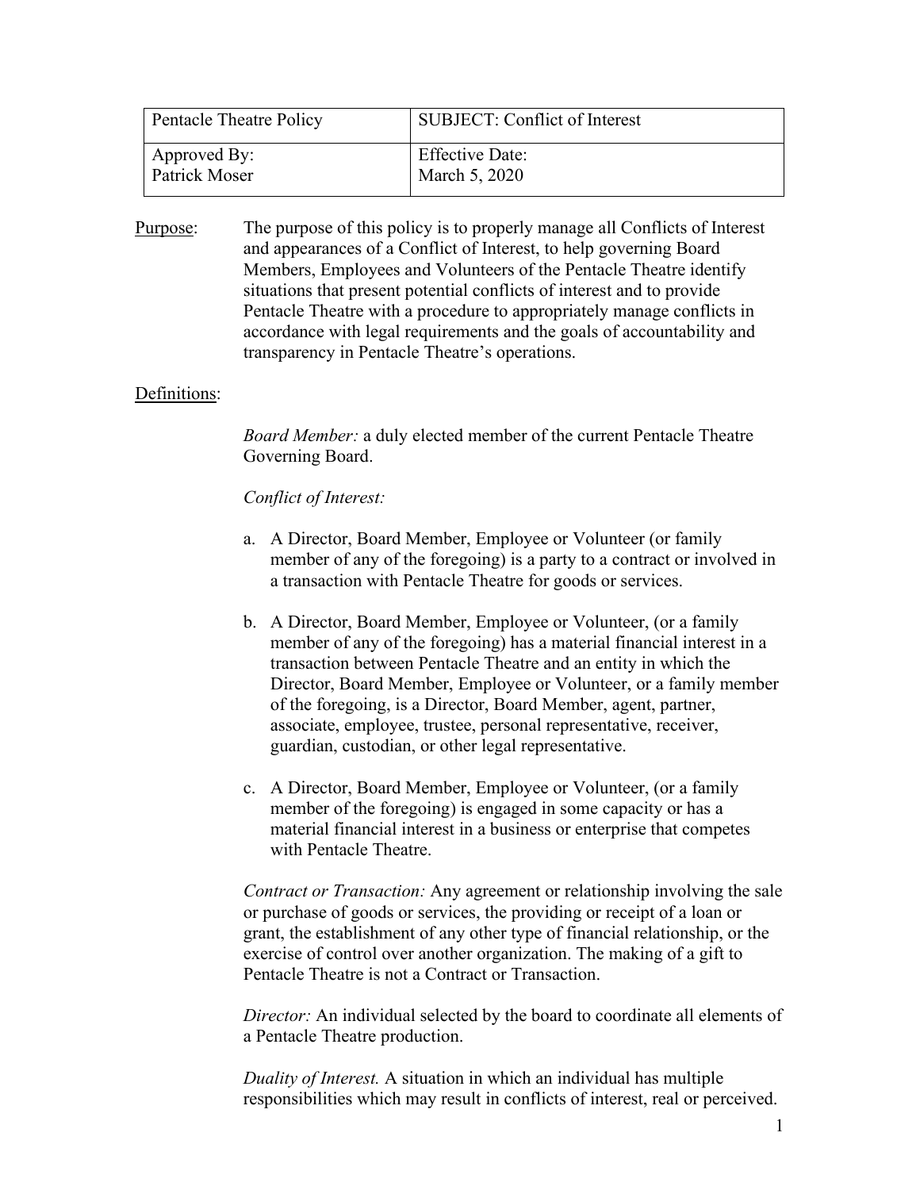| Pentacle Theatre Policy | SUBJECT: Conflict of Interest |
|---|---|
| Approved By:<br>Patrick Moser | Effective Date:<br>March 5, 2020 |

<u>Purpose</u>: The purpose of this policy is to properly manage all Conflicts of Interest and appearances of a Conflict of Interest, to help governing Board Members, Employees and Volunteers of the Pentacle Theatre identify situations that present potential conflicts of interest and to provide Pentacle Theatre with a procedure to appropriately manage conflicts in accordance with legal requirements and the goals of accountability and transparency in Pentacle Theatre's operations.

<u>Definitions</u>:

*Board Member:* a duly elected member of the current Pentacle Theatre Governing Board.

*Conflict of Interest:*

a. A Director, Board Member, Employee or Volunteer (or family member of any of the foregoing) is a party to a contract or involved in a transaction with Pentacle Theatre for goods or services.

b. A Director, Board Member, Employee or Volunteer, (or a family member of any of the foregoing) has a material financial interest in a transaction between Pentacle Theatre and an entity in which the Director, Board Member, Employee or Volunteer, or a family member of the foregoing, is a Director, Board Member, agent, partner, associate, employee, trustee, personal representative, receiver, guardian, custodian, or other legal representative.

c. A Director, Board Member, Employee or Volunteer, (or a family member of the foregoing) is engaged in some capacity or has a material financial interest in a business or enterprise that competes with Pentacle Theatre.

*Contract or Transaction:* Any agreement or relationship involving the sale or purchase of goods or services, the providing or receipt of a loan or grant, the establishment of any other type of financial relationship, or the exercise of control over another organization. The making of a gift to Pentacle Theatre is not a Contract or Transaction.

*Director:* An individual selected by the board to coordinate all elements of a Pentacle Theatre production.

*Duality of Interest.* A situation in which an individual has multiple responsibilities which may result in conflicts of interest, real or perceived.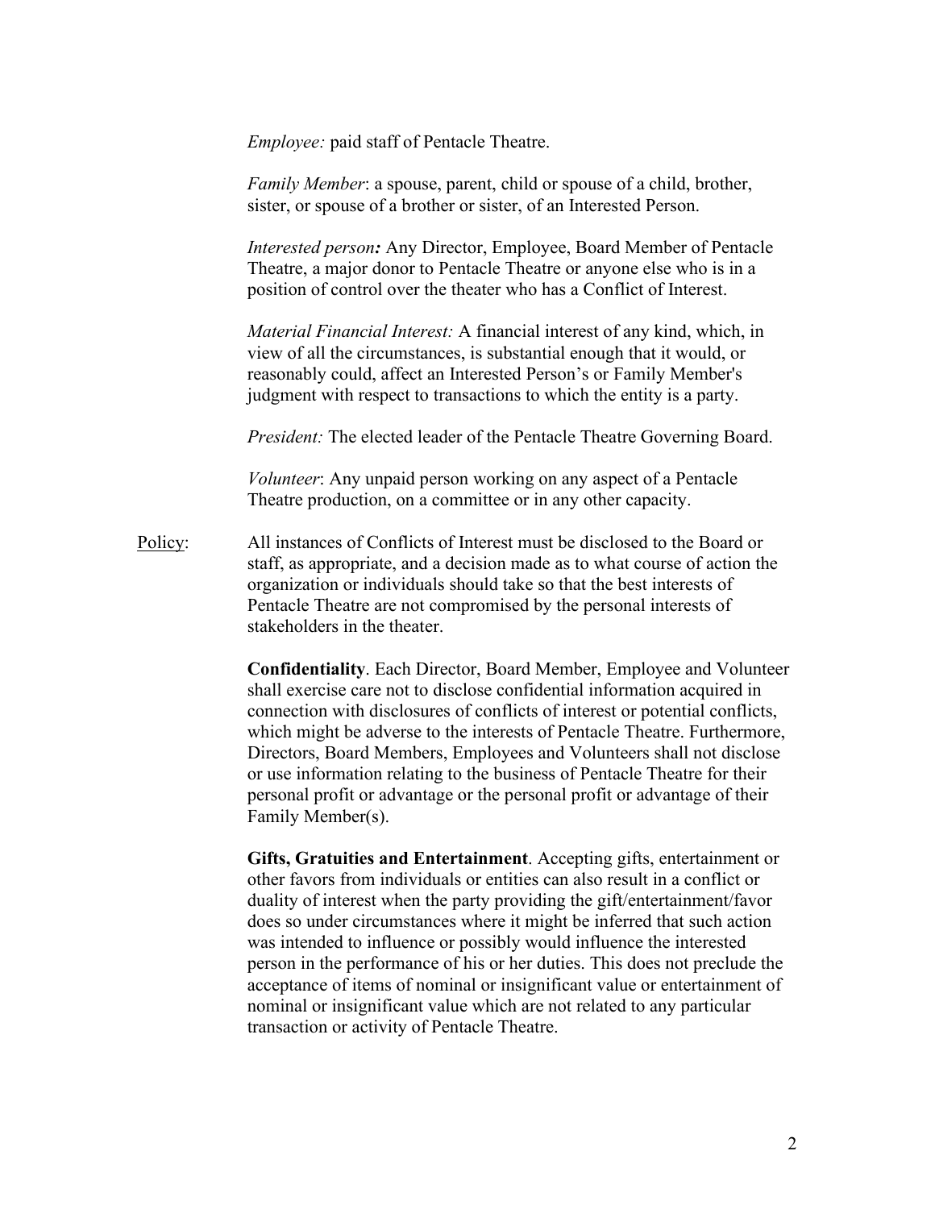*Employee:* paid staff of Pentacle Theatre.

*Family Member*: a spouse, parent, child or spouse of a child, brother, sister, or spouse of a brother or sister, of an Interested Person.

*Interested person**:*** Any Director, Employee, Board Member of Pentacle Theatre, a major donor to Pentacle Theatre or anyone else who is in a position of control over the theater who has a Conflict of Interest.

*Material Financial Interest:* A financial interest of any kind, which, in view of all the circumstances, is substantial enough that it would, or reasonably could, affect an Interested Person's or Family Member's judgment with respect to transactions to which the entity is a party.

*President:* The elected leader of the Pentacle Theatre Governing Board.

*Volunteer*: Any unpaid person working on any aspect of a Pentacle Theatre production, on a committee or in any other capacity.

<u>Policy</u>: All instances of Conflicts of Interest must be disclosed to the Board or staff, as appropriate, and a decision made as to what course of action the organization or individuals should take so that the best interests of Pentacle Theatre are not compromised by the personal interests of stakeholders in the theater.

**Confidentiality**. Each Director, Board Member, Employee and Volunteer shall exercise care not to disclose confidential information acquired in connection with disclosures of conflicts of interest or potential conflicts, which might be adverse to the interests of Pentacle Theatre. Furthermore, Directors, Board Members, Employees and Volunteers shall not disclose or use information relating to the business of Pentacle Theatre for their personal profit or advantage or the personal profit or advantage of their Family Member(s).

**Gifts, Gratuities and Entertainment**. Accepting gifts, entertainment or other favors from individuals or entities can also result in a conflict or duality of interest when the party providing the gift/entertainment/favor does so under circumstances where it might be inferred that such action was intended to influence or possibly would influence the interested person in the performance of his or her duties. This does not preclude the acceptance of items of nominal or insignificant value or entertainment of nominal or insignificant value which are not related to any particular transaction or activity of Pentacle Theatre.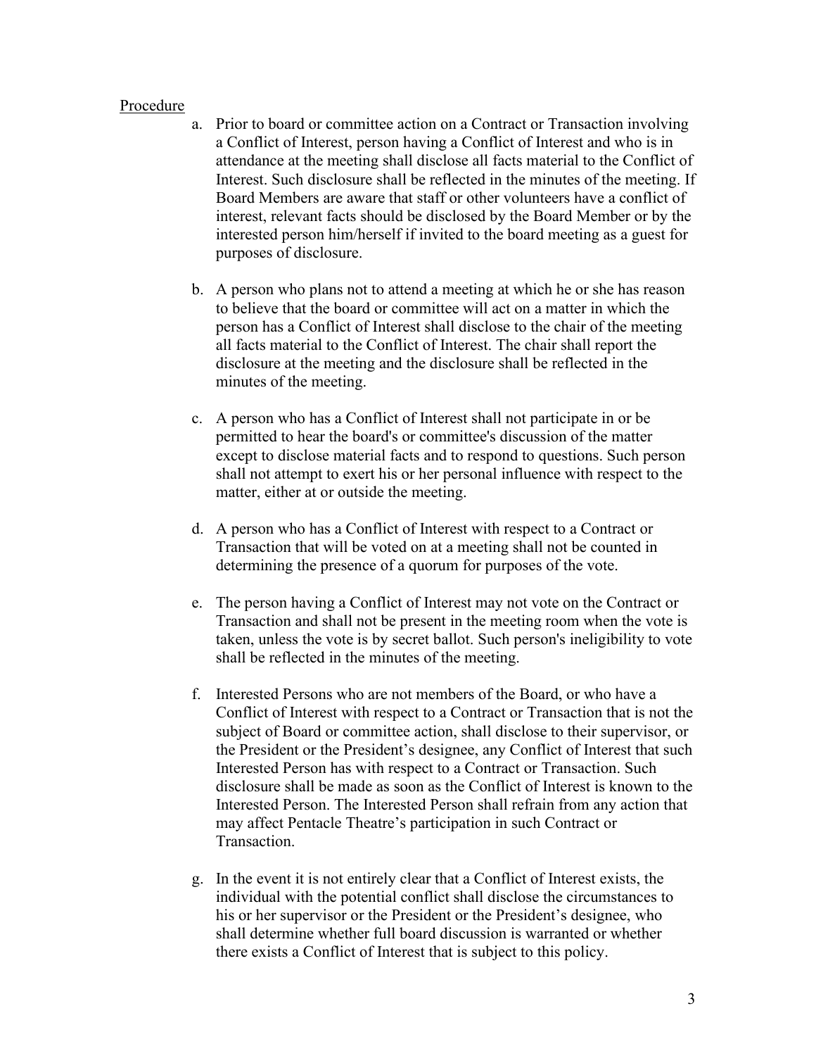<u>Procedure</u>

a. Prior to board or committee action on a Contract or Transaction involving a Conflict of Interest, person having a Conflict of Interest and who is in attendance at the meeting shall disclose all facts material to the Conflict of Interest. Such disclosure shall be reflected in the minutes of the meeting. If Board Members are aware that staff or other volunteers have a conflict of interest, relevant facts should be disclosed by the Board Member or by the interested person him/herself if invited to the board meeting as a guest for purposes of disclosure.

b. A person who plans not to attend a meeting at which he or she has reason to believe that the board or committee will act on a matter in which the person has a Conflict of Interest shall disclose to the chair of the meeting all facts material to the Conflict of Interest. The chair shall report the disclosure at the meeting and the disclosure shall be reflected in the minutes of the meeting.

c. A person who has a Conflict of Interest shall not participate in or be permitted to hear the board's or committee's discussion of the matter except to disclose material facts and to respond to questions. Such person shall not attempt to exert his or her personal influence with respect to the matter, either at or outside the meeting.

d. A person who has a Conflict of Interest with respect to a Contract or Transaction that will be voted on at a meeting shall not be counted in determining the presence of a quorum for purposes of the vote.

e. The person having a Conflict of Interest may not vote on the Contract or Transaction and shall not be present in the meeting room when the vote is taken, unless the vote is by secret ballot. Such person's ineligibility to vote shall be reflected in the minutes of the meeting.

f. Interested Persons who are not members of the Board, or who have a Conflict of Interest with respect to a Contract or Transaction that is not the subject of Board or committee action, shall disclose to their supervisor, or the President or the President's designee, any Conflict of Interest that such Interested Person has with respect to a Contract or Transaction. Such disclosure shall be made as soon as the Conflict of Interest is known to the Interested Person. The Interested Person shall refrain from any action that may affect Pentacle Theatre's participation in such Contract or Transaction.

g. In the event it is not entirely clear that a Conflict of Interest exists, the individual with the potential conflict shall disclose the circumstances to his or her supervisor or the President or the President's designee, who shall determine whether full board discussion is warranted or whether there exists a Conflict of Interest that is subject to this policy.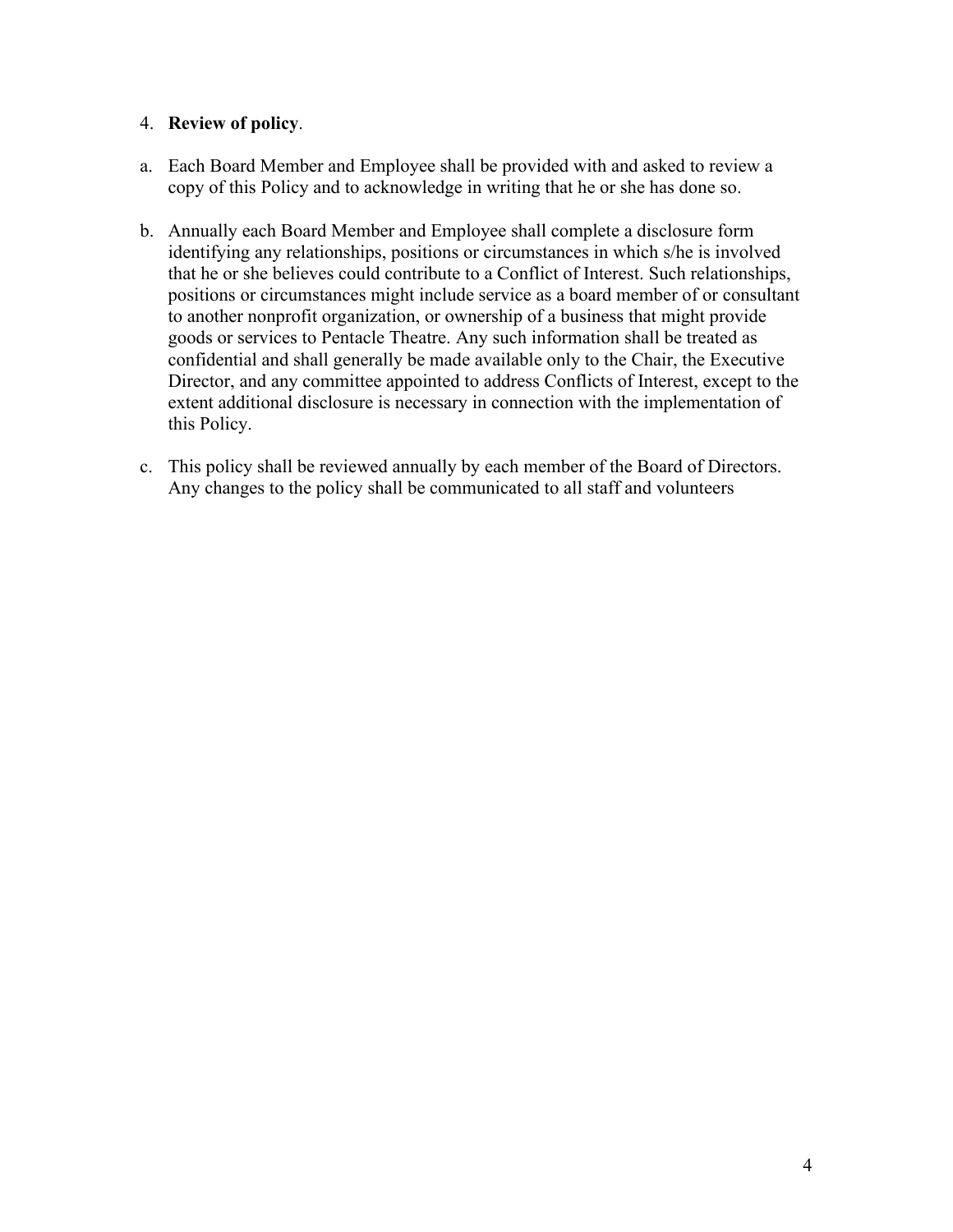4. **Review of policy**.

a. Each Board Member and Employee shall be provided with and asked to review a copy of this Policy and to acknowledge in writing that he or she has done so.

b. Annually each Board Member and Employee shall complete a disclosure form identifying any relationships, positions or circumstances in which s/he is involved that he or she believes could contribute to a Conflict of Interest. Such relationships, positions or circumstances might include service as a board member of or consultant to another nonprofit organization, or ownership of a business that might provide goods or services to Pentacle Theatre. Any such information shall be treated as confidential and shall generally be made available only to the Chair, the Executive Director, and any committee appointed to address Conflicts of Interest, except to the extent additional disclosure is necessary in connection with the implementation of this Policy.

c. This policy shall be reviewed annually by each member of the Board of Directors. Any changes to the policy shall be communicated to all staff and volunteers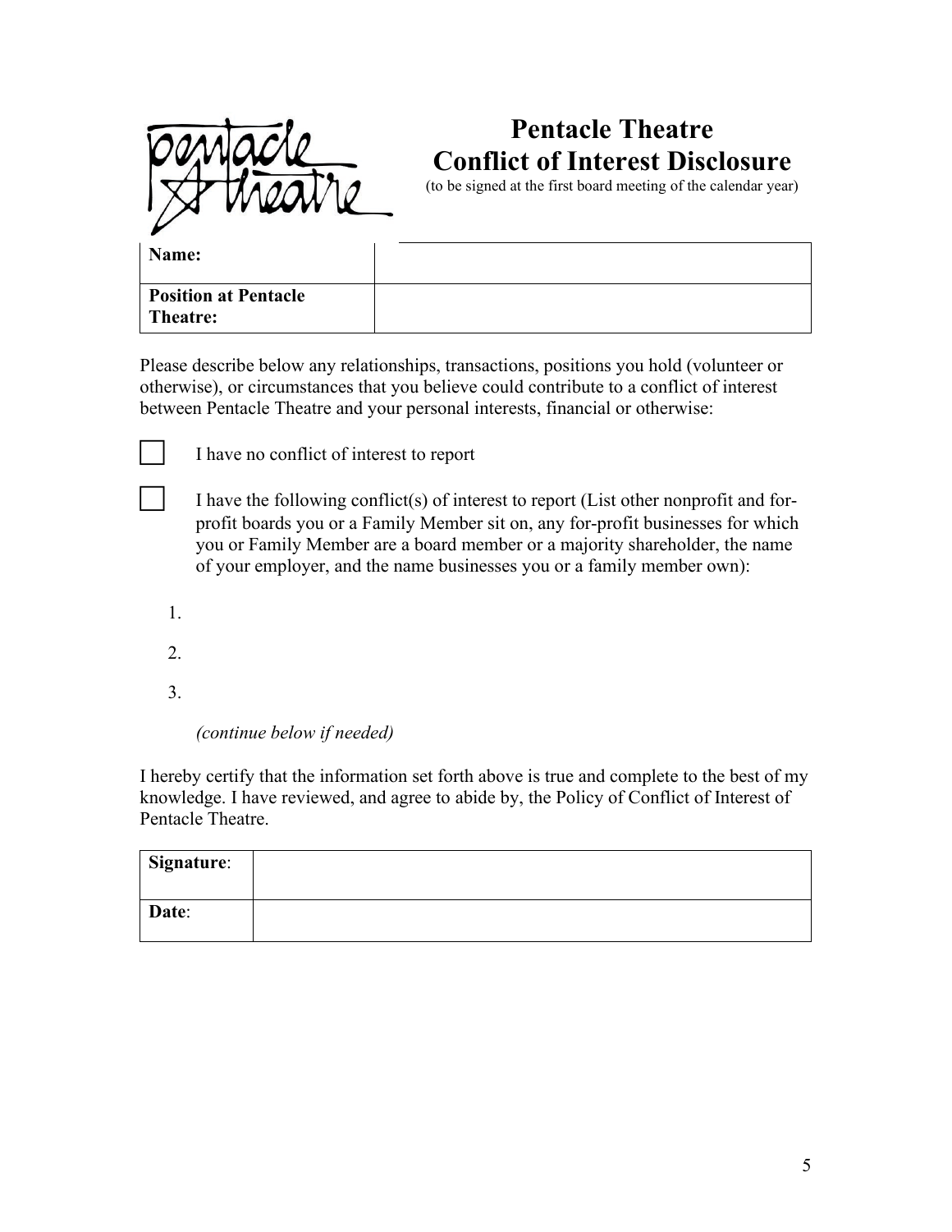# Pentacle Theatre
# Conflict of Interest Disclosure

(to be signed at the first board meeting of the calendar year)

| | |
|---|---|
| **Name:** | |
| **Position at Pentacle Theatre:** | |

Please describe below any relationships, transactions, positions you hold (volunteer or otherwise), or circumstances that you believe could contribute to a conflict of interest between Pentacle Theatre and your personal interests, financial or otherwise:

☐ I have no conflict of interest to report

☐ I have the following conflict(s) of interest to report (List other nonprofit and for-profit boards you or a Family Member sit on, any for-profit businesses for which you or Family Member are a board member or a majority shareholder, the name of your employer, and the name businesses you or a family member own):

1.
2.
3.

*(continue below if needed)*

I hereby certify that the information set forth above is true and complete to the best of my knowledge. I have reviewed, and agree to abide by, the Policy of Conflict of Interest of Pentacle Theatre.

| | |
|---|---|
| **Signature**: | |
| **Date**: | |